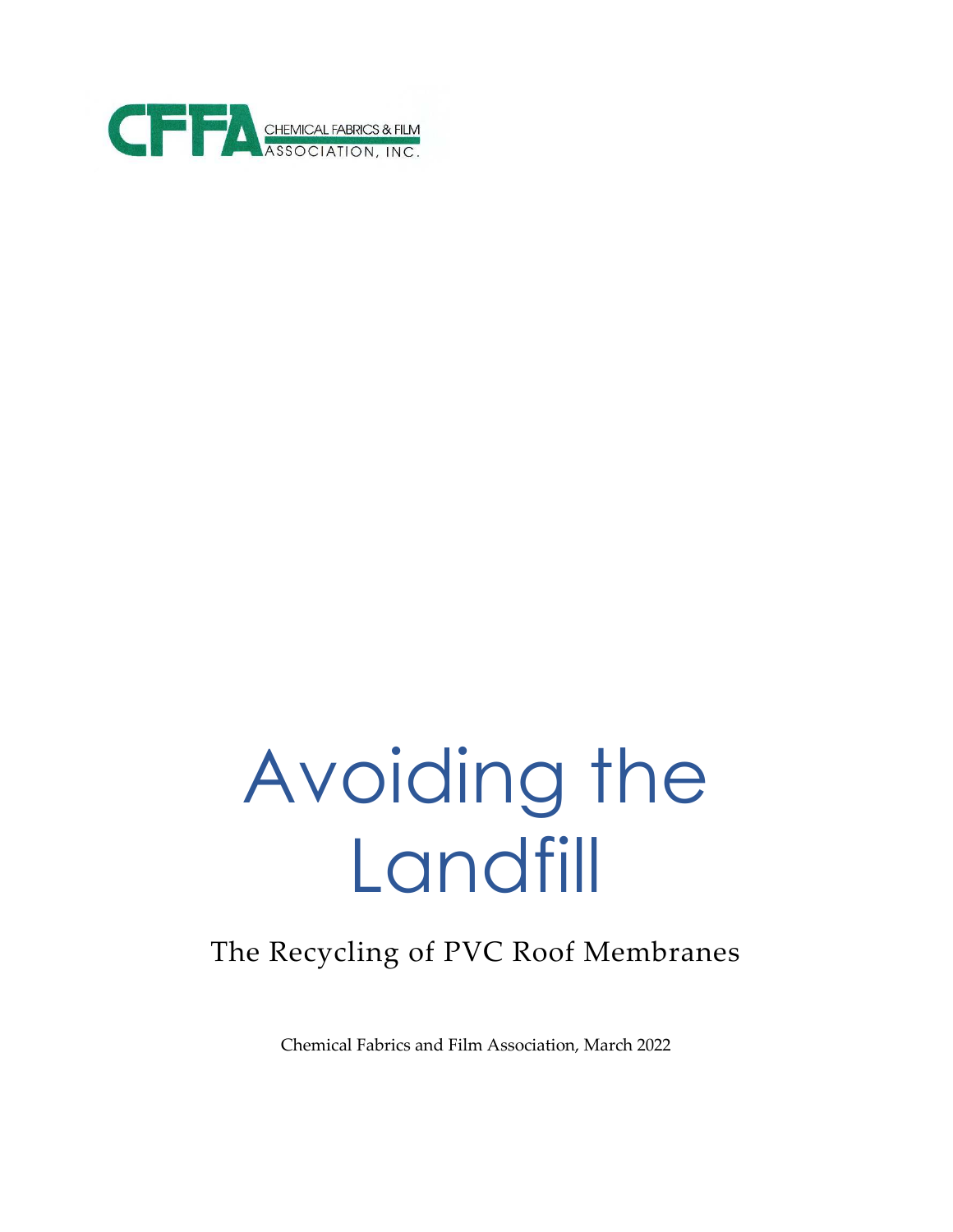CFFA CHEMICAL FABRICS & FILM ASSOCIATION, INC.

# Avoiding the Landfill

## The Recycling of PVC Roof Membranes

Chemical Fabrics and Film Association, March 2022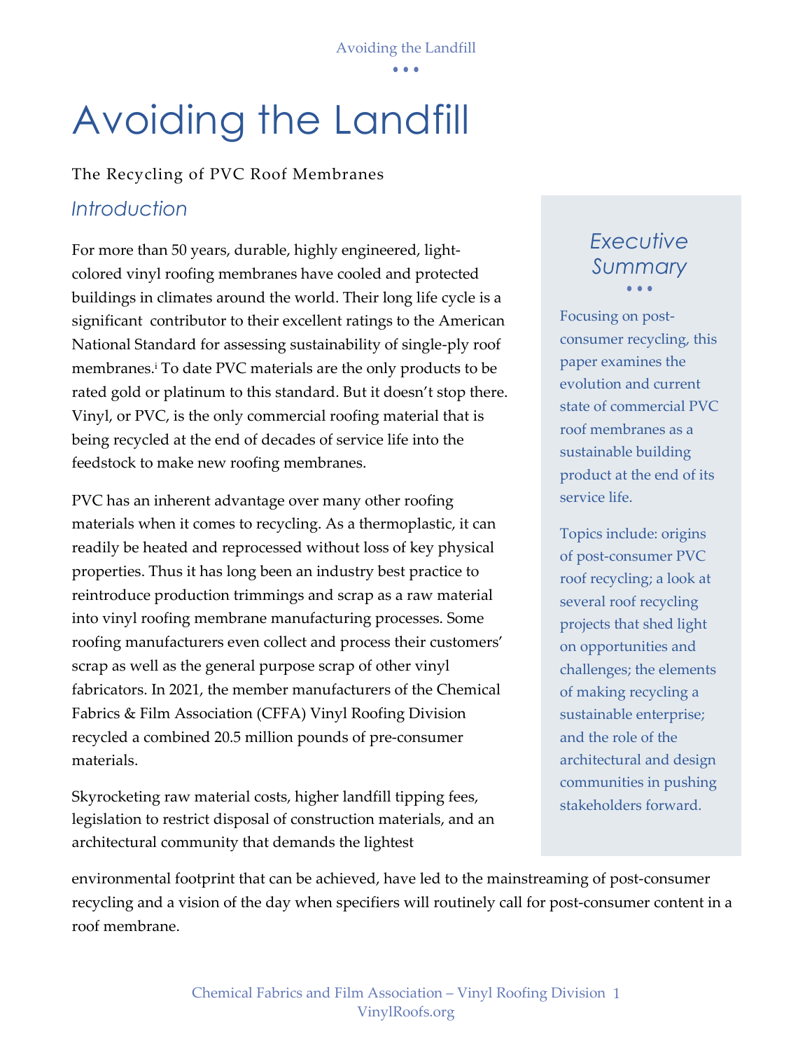# Avoiding the Landfill

The Recycling of PVC Roof Membranes

## Introduction

For more than 50 years, durable, highly engineered, light-colored vinyl roofing membranes have cooled and protected buildings in climates around the world. Their long life cycle is a significant contributor to their excellent ratings to the American National Standard for assessing sustainability of single-ply roof membranes.[i] To date PVC materials are the only products to be rated gold or platinum to this standard. But it doesn't stop there. Vinyl, or PVC, is the only commercial roofing material that is being recycled at the end of decades of service life into the feedstock to make new roofing membranes.

PVC has an inherent advantage over many other roofing materials when it comes to recycling. As a thermoplastic, it can readily be heated and reprocessed without loss of key physical properties. Thus it has long been an industry best practice to reintroduce production trimmings and scrap as a raw material into vinyl roofing membrane manufacturing processes. Some roofing manufacturers even collect and process their customers' scrap as well as the general purpose scrap of other vinyl fabricators. In 2021, the member manufacturers of the Chemical Fabrics & Film Association (CFFA) Vinyl Roofing Division recycled a combined 20.5 million pounds of pre-consumer materials.

Skyrocketing raw material costs, higher landfill tipping fees, legislation to restrict disposal of construction materials, and an architectural community that demands the lightest environmental footprint that can be achieved, have led to the mainstreaming of post-consumer recycling and a vision of the day when specifiers will routinely call for post-consumer content in a roof membrane.

### Executive Summary

Focusing on post-consumer recycling, this paper examines the evolution and current state of commercial PVC roof membranes as a sustainable building product at the end of its service life.

Topics include: origins of post-consumer PVC roof recycling; a look at several roof recycling projects that shed light on opportunities and challenges; the elements of making recycling a sustainable enterprise; and the role of the architectural and design communities in pushing stakeholders forward.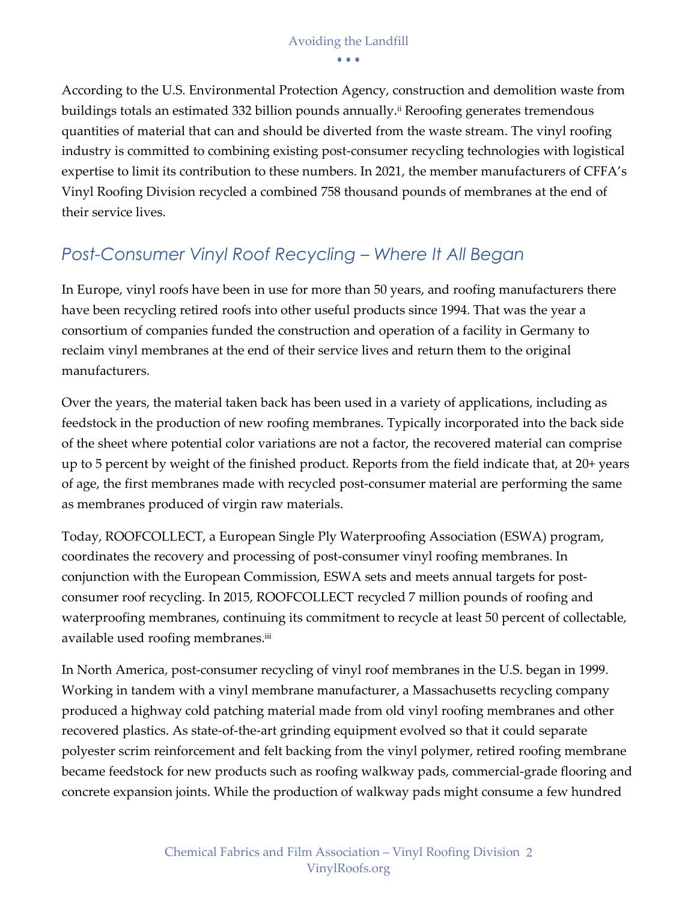According to the U.S. Environmental Protection Agency, construction and demolition waste from buildings totals an estimated 332 billion pounds annually.[ii] Reroofing generates tremendous quantities of material that can and should be diverted from the waste stream. The vinyl roofing industry is committed to combining existing post-consumer recycling technologies with logistical expertise to limit its contribution to these numbers. In 2021, the member manufacturers of CFFA's Vinyl Roofing Division recycled a combined 758 thousand pounds of membranes at the end of their service lives.

## *Post-Consumer Vinyl Roof Recycling – Where It All Began*

In Europe, vinyl roofs have been in use for more than 50 years, and roofing manufacturers there have been recycling retired roofs into other useful products since 1994. That was the year a consortium of companies funded the construction and operation of a facility in Germany to reclaim vinyl membranes at the end of their service lives and return them to the original manufacturers.

Over the years, the material taken back has been used in a variety of applications, including as feedstock in the production of new roofing membranes. Typically incorporated into the back side of the sheet where potential color variations are not a factor, the recovered material can comprise up to 5 percent by weight of the finished product. Reports from the field indicate that, at 20+ years of age, the first membranes made with recycled post-consumer material are performing the same as membranes produced of virgin raw materials.

Today, ROOFCOLLECT, a European Single Ply Waterproofing Association (ESWA) program, coordinates the recovery and processing of post-consumer vinyl roofing membranes. In conjunction with the European Commission, ESWA sets and meets annual targets for post-consumer roof recycling. In 2015, ROOFCOLLECT recycled 7 million pounds of roofing and waterproofing membranes, continuing its commitment to recycle at least 50 percent of collectable, available used roofing membranes.[iii]

In North America, post-consumer recycling of vinyl roof membranes in the U.S. began in 1999. Working in tandem with a vinyl membrane manufacturer, a Massachusetts recycling company produced a highway cold patching material made from old vinyl roofing membranes and other recovered plastics. As state-of-the-art grinding equipment evolved so that it could separate polyester scrim reinforcement and felt backing from the vinyl polymer, retired roofing membrane became feedstock for new products such as roofing walkway pads, commercial-grade flooring and concrete expansion joints. While the production of walkway pads might consume a few hundred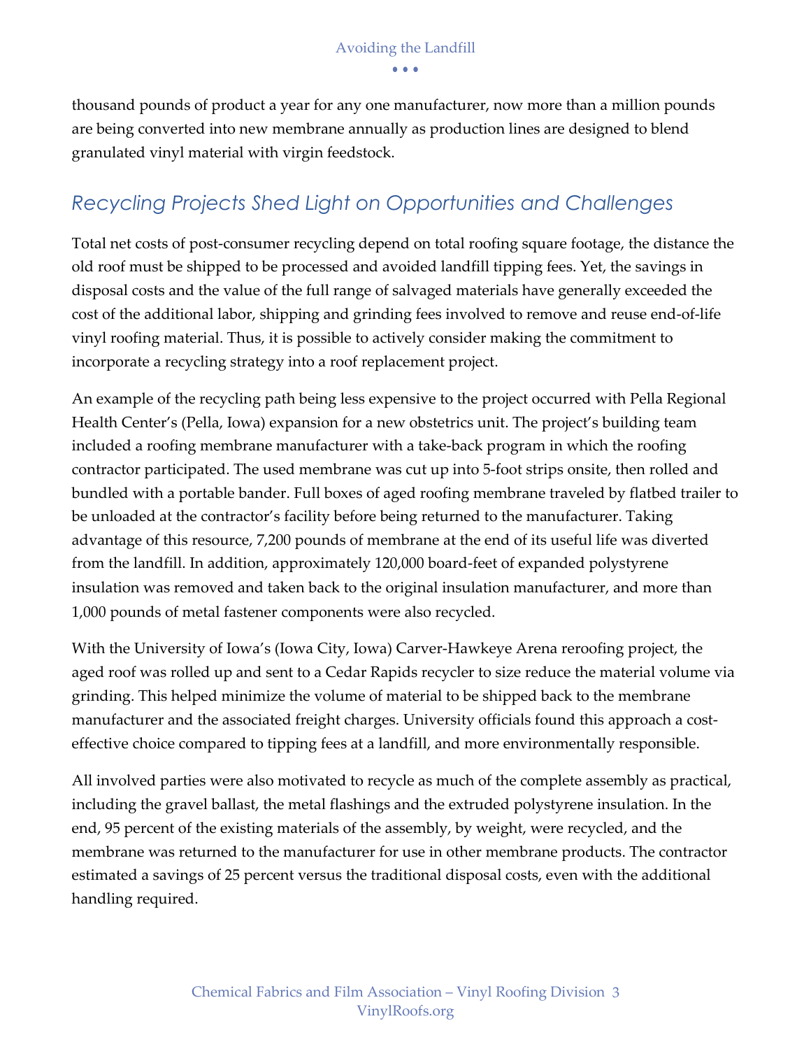thousand pounds of product a year for any one manufacturer, now more than a million pounds are being converted into new membrane annually as production lines are designed to blend granulated vinyl material with virgin feedstock.

## *Recycling Projects Shed Light on Opportunities and Challenges*

Total net costs of post-consumer recycling depend on total roofing square footage, the distance the old roof must be shipped to be processed and avoided landfill tipping fees. Yet, the savings in disposal costs and the value of the full range of salvaged materials have generally exceeded the cost of the additional labor, shipping and grinding fees involved to remove and reuse end-of-life vinyl roofing material. Thus, it is possible to actively consider making the commitment to incorporate a recycling strategy into a roof replacement project.

An example of the recycling path being less expensive to the project occurred with Pella Regional Health Center's (Pella, Iowa) expansion for a new obstetrics unit. The project's building team included a roofing membrane manufacturer with a take-back program in which the roofing contractor participated. The used membrane was cut up into 5-foot strips onsite, then rolled and bundled with a portable bander. Full boxes of aged roofing membrane traveled by flatbed trailer to be unloaded at the contractor's facility before being returned to the manufacturer. Taking advantage of this resource, 7,200 pounds of membrane at the end of its useful life was diverted from the landfill. In addition, approximately 120,000 board-feet of expanded polystyrene insulation was removed and taken back to the original insulation manufacturer, and more than 1,000 pounds of metal fastener components were also recycled.

With the University of Iowa's (Iowa City, Iowa) Carver-Hawkeye Arena reroofing project, the aged roof was rolled up and sent to a Cedar Rapids recycler to size reduce the material volume via grinding. This helped minimize the volume of material to be shipped back to the membrane manufacturer and the associated freight charges. University officials found this approach a cost-effective choice compared to tipping fees at a landfill, and more environmentally responsible.

All involved parties were also motivated to recycle as much of the complete assembly as practical, including the gravel ballast, the metal flashings and the extruded polystyrene insulation. In the end, 95 percent of the existing materials of the assembly, by weight, were recycled, and the membrane was returned to the manufacturer for use in other membrane products. The contractor estimated a savings of 25 percent versus the traditional disposal costs, even with the additional handling required.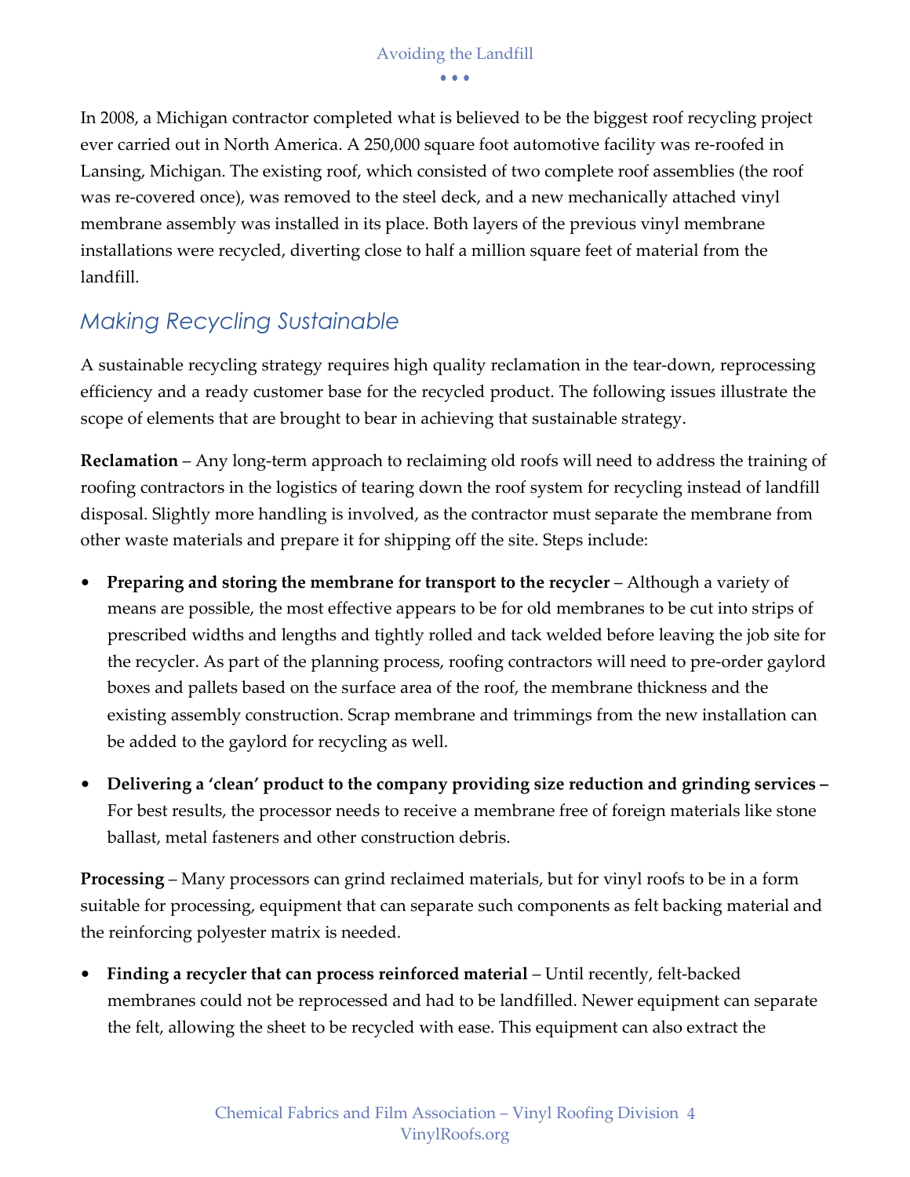In 2008, a Michigan contractor completed what is believed to be the biggest roof recycling project ever carried out in North America. A 250,000 square foot automotive facility was re-roofed in Lansing, Michigan. The existing roof, which consisted of two complete roof assemblies (the roof was re-covered once), was removed to the steel deck, and a new mechanically attached vinyl membrane assembly was installed in its place. Both layers of the previous vinyl membrane installations were recycled, diverting close to half a million square feet of material from the landfill.

## *Making Recycling Sustainable*

A sustainable recycling strategy requires high quality reclamation in the tear-down, reprocessing efficiency and a ready customer base for the recycled product. The following issues illustrate the scope of elements that are brought to bear in achieving that sustainable strategy.

**Reclamation** – Any long-term approach to reclaiming old roofs will need to address the training of roofing contractors in the logistics of tearing down the roof system for recycling instead of landfill disposal. Slightly more handling is involved, as the contractor must separate the membrane from other waste materials and prepare it for shipping off the site. Steps include:

- **Preparing and storing the membrane for transport to the recycler** – Although a variety of means are possible, the most effective appears to be for old membranes to be cut into strips of prescribed widths and lengths and tightly rolled and tack welded before leaving the job site for the recycler. As part of the planning process, roofing contractors will need to pre-order gaylord boxes and pallets based on the surface area of the roof, the membrane thickness and the existing assembly construction. Scrap membrane and trimmings from the new installation can be added to the gaylord for recycling as well.

- **Delivering a 'clean' product to the company providing size reduction and grinding services –** For best results, the processor needs to receive a membrane free of foreign materials like stone ballast, metal fasteners and other construction debris.

**Processing** – Many processors can grind reclaimed materials, but for vinyl roofs to be in a form suitable for processing, equipment that can separate such components as felt backing material and the reinforcing polyester matrix is needed.

- **Finding a recycler that can process reinforced material** – Until recently, felt-backed membranes could not be reprocessed and had to be landfilled. Newer equipment can separate the felt, allowing the sheet to be recycled with ease. This equipment can also extract the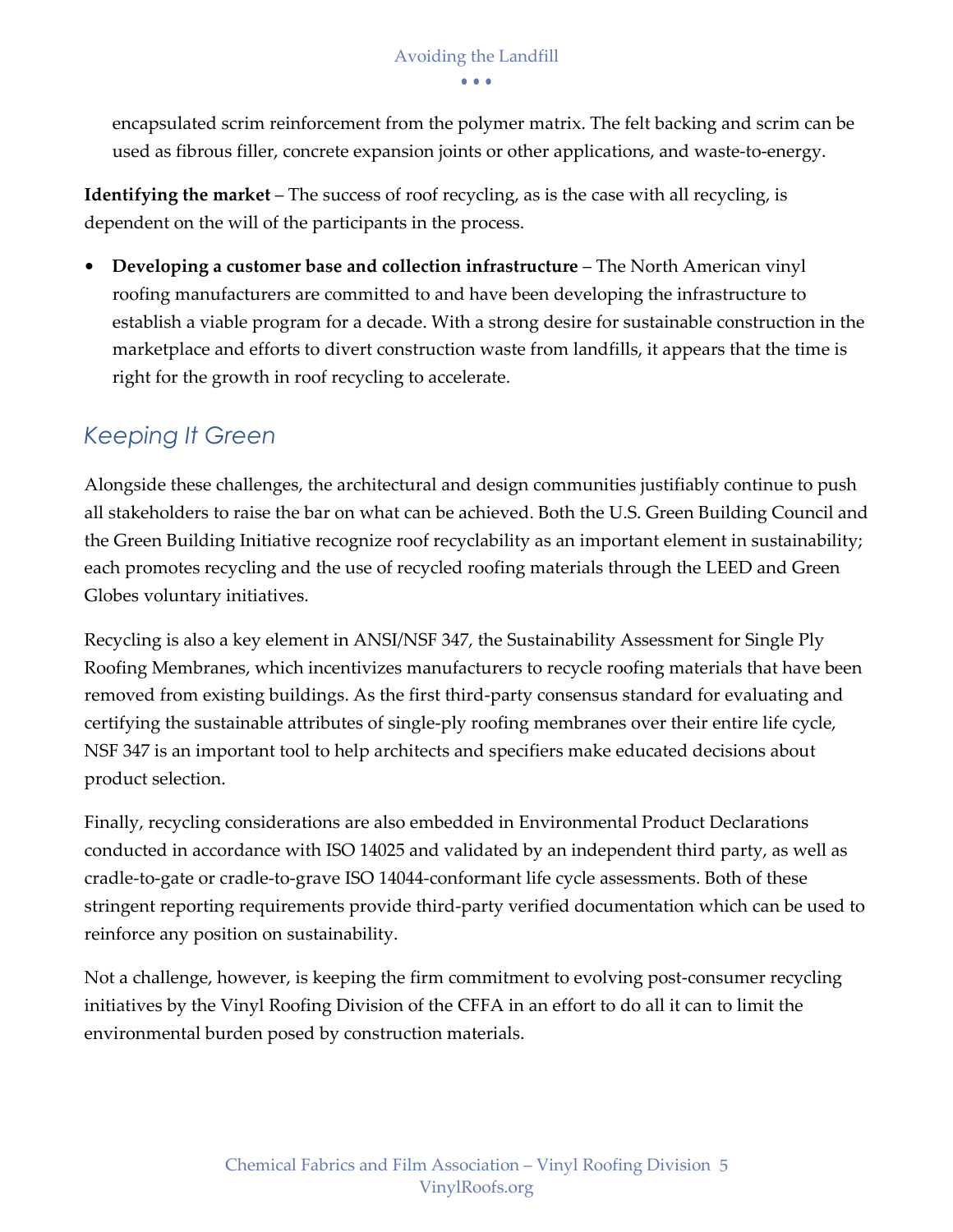encapsulated scrim reinforcement from the polymer matrix. The felt backing and scrim can be used as fibrous filler, concrete expansion joints or other applications, and waste-to-energy.

**Identifying the market** – The success of roof recycling, as is the case with all recycling, is dependent on the will of the participants in the process.

- **Developing a customer base and collection infrastructure** – The North American vinyl roofing manufacturers are committed to and have been developing the infrastructure to establish a viable program for a decade. With a strong desire for sustainable construction in the marketplace and efforts to divert construction waste from landfills, it appears that the time is right for the growth in roof recycling to accelerate.

## *Keeping It Green*

Alongside these challenges, the architectural and design communities justifiably continue to push all stakeholders to raise the bar on what can be achieved. Both the U.S. Green Building Council and the Green Building Initiative recognize roof recyclability as an important element in sustainability; each promotes recycling and the use of recycled roofing materials through the LEED and Green Globes voluntary initiatives.

Recycling is also a key element in ANSI/NSF 347, the Sustainability Assessment for Single Ply Roofing Membranes, which incentivizes manufacturers to recycle roofing materials that have been removed from existing buildings. As the first third-party consensus standard for evaluating and certifying the sustainable attributes of single-ply roofing membranes over their entire life cycle, NSF 347 is an important tool to help architects and specifiers make educated decisions about product selection.

Finally, recycling considerations are also embedded in Environmental Product Declarations conducted in accordance with ISO 14025 and validated by an independent third party, as well as cradle-to-gate or cradle-to-grave ISO 14044-conformant life cycle assessments. Both of these stringent reporting requirements provide third-party verified documentation which can be used to reinforce any position on sustainability.

Not a challenge, however, is keeping the firm commitment to evolving post-consumer recycling initiatives by the Vinyl Roofing Division of the CFFA in an effort to do all it can to limit the environmental burden posed by construction materials.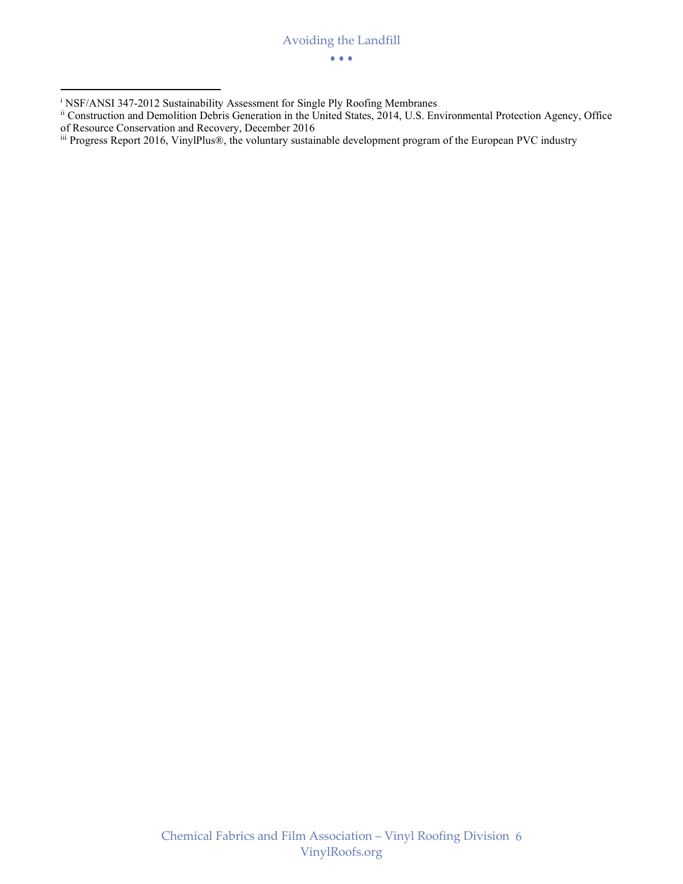---

[i] NSF/ANSI 347-2012 Sustainability Assessment for Single Ply Roofing Membranes

[ii] Construction and Demolition Debris Generation in the United States, 2014, U.S. Environmental Protection Agency, Office of Resource Conservation and Recovery, December 2016

[iii] Progress Report 2016, VinylPlus®, the voluntary sustainable development program of the European PVC industry